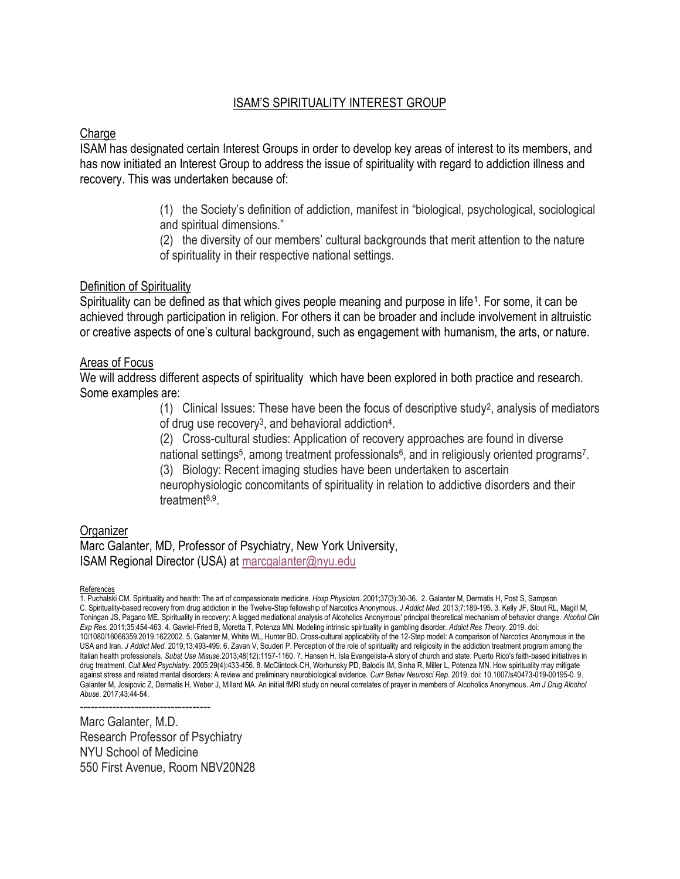# ISAM'S SPIRITUALITY INTEREST GROUP

## Charge

ISAM has designated certain Interest Groups in order to develop key areas of interest to its members, and has now initiated an Interest Group to address the issue of spirituality with regard to addiction illness and recovery. This was undertaken because of:

(1) the Society's definition of addiction, manifest in "biological, psychological, sociological and spiritual dimensions."

(2) the diversity of our members' cultural backgrounds that merit attention to the nature of spirituality in their respective national settings.

## Definition of Spirituality

Spirituality can be defined as that which gives people meaning and purpose in life[1]. For some, it can be achieved through participation in religion. For others it can be broader and include involvement in altruistic or creative aspects of one's cultural background, such as engagement with humanism, the arts, or nature.

## Areas of Focus

We will address different aspects of spirituality which have been explored in both practice and research. Some examples are:

(1) Clinical Issues: These have been the focus of descriptive study[2], analysis of mediators of drug use recovery[3], and behavioral addiction[4].

(2) Cross-cultural studies: Application of recovery approaches are found in diverse national settings[5], among treatment professionals[6], and in religiously oriented programs[7].

(3) Biology: Recent imaging studies have been undertaken to ascertain neurophysiologic concomitants of spirituality in relation to addictive disorders and their treatment[8,9].

## Organizer

Marc Galanter, MD, Professor of Psychiatry, New York University,
ISAM Regional Director (USA) at marcgalanter@nyu.edu

References

1. Puchalski CM. Spirituality and health: The art of compassionate medicine. *Hosp Physician.* 2001;37(3):30-36. 2. Galanter M, Dermatis H, Post S, Sampson C. Spirituality-based recovery from drug addiction in the Twelve-Step fellowship of Narcotics Anonymous. *J Addict Med.* 2013;7:189-195. 3. Kelly JF, Stout RL, Magill M, Toningan JS, Pagano ME. Spirituality in recovery: A lagged mediational analysis of Alcoholics Anonymous' principal theoretical mechanism of behavior change. *Alcohol Clin Exp Res.* 2011;35:454-463. 4. Gavriel-Fried B, Moretta T, Potenza MN. Modeling intrinsic spirituality in gambling disorder. *Addict Res Theory.* 2019. doi: 10/1080/16066359.2019.1622002. 5. Galanter M, White WL, Hunter BD. Cross-cultural applicability of the 12-Step model: A comparison of Narcotics Anonymous in the USA and Iran. *J Addict Med.* 2019;13:493-499. 6. Zavan V, Scuderi P. Perception of the role of spirituality and religiosity in the addiction treatment program among the Italian health professionals. *Subst Use Misuse.*2013;48(12):1157-1160. 7. Hansen H. Isla Evangelista-A story of church and state: Puerto Rico's faith-based initiatives in drug treatment. *Cult Med Psychiatry.* 2005;29(4):433-456. 8. McClintock CH, Worhunsky PD, Balodis IM, Sinha R, Miller L, Potenza MN. How spirituality may mitigate against stress and related mental disorders: A review and preliminary neurobiological evidence. *Curr Behav Neurosci Rep.* 2019. doi: 10.1007/s40473-019-00195-0. 9. Galanter M, Josipovic Z, Dermatis H, Weber J, Millard MA. An initial fMRI study on neural correlates of prayer in members of Alcoholics Anonymous. *Am J Drug Alcohol Abuse.* 2017;43:44-54.

------------------------------------

Marc Galanter, M.D.
Research Professor of Psychiatry
NYU School of Medicine
550 First Avenue, Room NBV20N28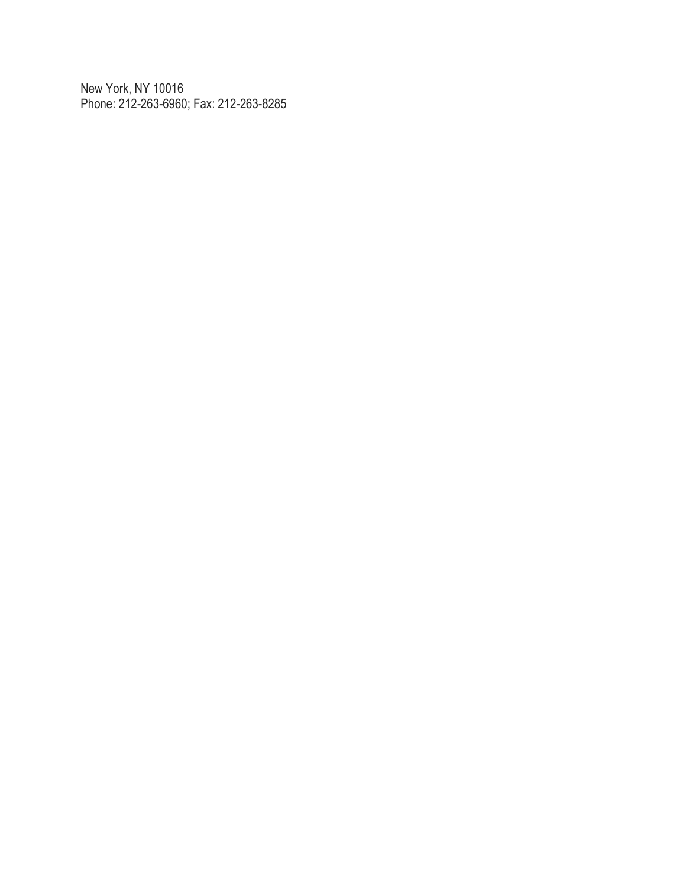New York, NY 10016
Phone: 212-263-6960; Fax: 212-263-8285